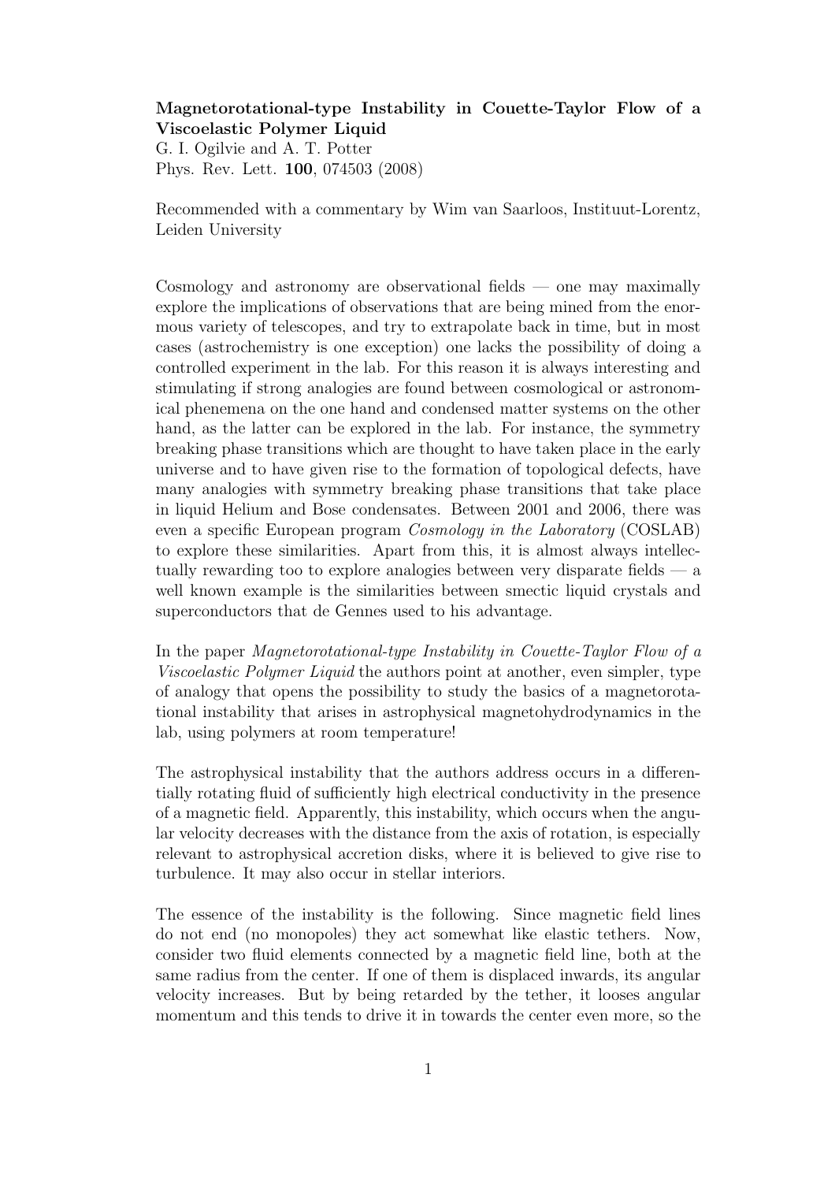**Magnetorotational-type Instability in Couette-Taylor Flow of a Viscoelastic Polymer Liquid**
G. I. Ogilvie and A. T. Potter
Phys. Rev. Lett. **100**, 074503 (2008)

Recommended with a commentary by Wim van Saarloos, Instituut-Lorentz, Leiden University

Cosmology and astronomy are observational fields — one may maximally explore the implications of observations that are being mined from the enormous variety of telescopes, and try to extrapolate back in time, but in most cases (astrochemistry is one exception) one lacks the possibility of doing a controlled experiment in the lab. For this reason it is always interesting and stimulating if strong analogies are found between cosmological or astronomical phenemena on the one hand and condensed matter systems on the other hand, as the latter can be explored in the lab. For instance, the symmetry breaking phase transitions which are thought to have taken place in the early universe and to have given rise to the formation of topological defects, have many analogies with symmetry breaking phase transitions that take place in liquid Helium and Bose condensates. Between 2001 and 2006, there was even a specific European program *Cosmology in the Laboratory* (COSLAB) to explore these similarities. Apart from this, it is almost always intellectually rewarding too to explore analogies between very disparate fields — a well known example is the similarities between smectic liquid crystals and superconductors that de Gennes used to his advantage.

In the paper *Magnetorotational-type Instability in Couette-Taylor Flow of a Viscoelastic Polymer Liquid* the authors point at another, even simpler, type of analogy that opens the possibility to study the basics of a magnetorotational instability that arises in astrophysical magnetohydrodynamics in the lab, using polymers at room temperature!

The astrophysical instability that the authors address occurs in a differentially rotating fluid of sufficiently high electrical conductivity in the presence of a magnetic field. Apparently, this instability, which occurs when the angular velocity decreases with the distance from the axis of rotation, is especially relevant to astrophysical accretion disks, where it is believed to give rise to turbulence. It may also occur in stellar interiors.

The essence of the instability is the following. Since magnetic field lines do not end (no monopoles) they act somewhat like elastic tethers. Now, consider two fluid elements connected by a magnetic field line, both at the same radius from the center. If one of them is displaced inwards, its angular velocity increases. But by being retarded by the tether, it looses angular momentum and this tends to drive it in towards the center even more, so the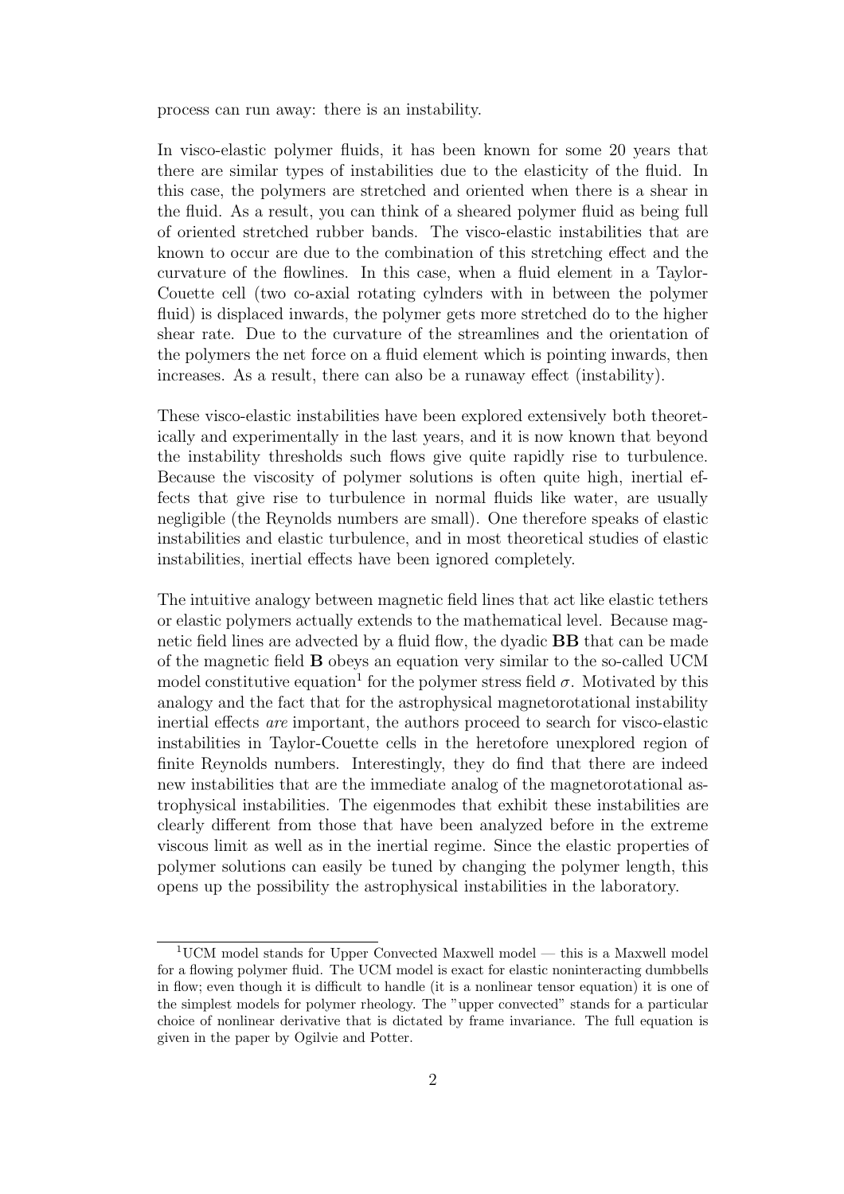process can run away: there is an instability.

In visco-elastic polymer fluids, it has been known for some 20 years that there are similar types of instabilities due to the elasticity of the fluid. In this case, the polymers are stretched and oriented when there is a shear in the fluid. As a result, you can think of a sheared polymer fluid as being full of oriented stretched rubber bands. The visco-elastic instabilities that are known to occur are due to the combination of this stretching effect and the curvature of the flowlines. In this case, when a fluid element in a Taylor-Couette cell (two co-axial rotating cylnders with in between the polymer fluid) is displaced inwards, the polymer gets more stretched do to the higher shear rate. Due to the curvature of the streamlines and the orientation of the polymers the net force on a fluid element which is pointing inwards, then increases. As a result, there can also be a runaway effect (instability).

These visco-elastic instabilities have been explored extensively both theoretically and experimentally in the last years, and it is now known that beyond the instability thresholds such flows give quite rapidly rise to turbulence. Because the viscosity of polymer solutions is often quite high, inertial effects that give rise to turbulence in normal fluids like water, are usually negligible (the Reynolds numbers are small). One therefore speaks of elastic instabilities and elastic turbulence, and in most theoretical studies of elastic instabilities, inertial effects have been ignored completely.

The intuitive analogy between magnetic field lines that act like elastic tethers or elastic polymers actually extends to the mathematical level. Because magnetic field lines are advected by a fluid flow, the dyadic $\mathbf{BB}$ that can be made of the magnetic field $\mathbf{B}$ obeys an equation very similar to the so-called UCM model constitutive equation[1] for the polymer stress field $\sigma$. Motivated by this analogy and the fact that for the astrophysical magnetorotational instability inertial effects *are* important, the authors proceed to search for visco-elastic instabilities in Taylor-Couette cells in the heretofore unexplored region of finite Reynolds numbers. Interestingly, they do find that there are indeed new instabilities that are the immediate analog of the magnetorotational astrophysical instabilities. The eigenmodes that exhibit these instabilities are clearly different from those that have been analyzed before in the extreme viscous limit as well as in the inertial regime. Since the elastic properties of polymer solutions can easily be tuned by changing the polymer length, this opens up the possibility the astrophysical instabilities in the laboratory.

[1] UCM model stands for Upper Convected Maxwell model — this is a Maxwell model for a flowing polymer fluid. The UCM model is exact for elastic noninteracting dumbbells in flow; even though it is difficult to handle (it is a nonlinear tensor equation) it is one of the simplest models for polymer rheology. The "upper convected" stands for a particular choice of nonlinear derivative that is dictated by frame invariance. The full equation is given in the paper by Ogilvie and Potter.